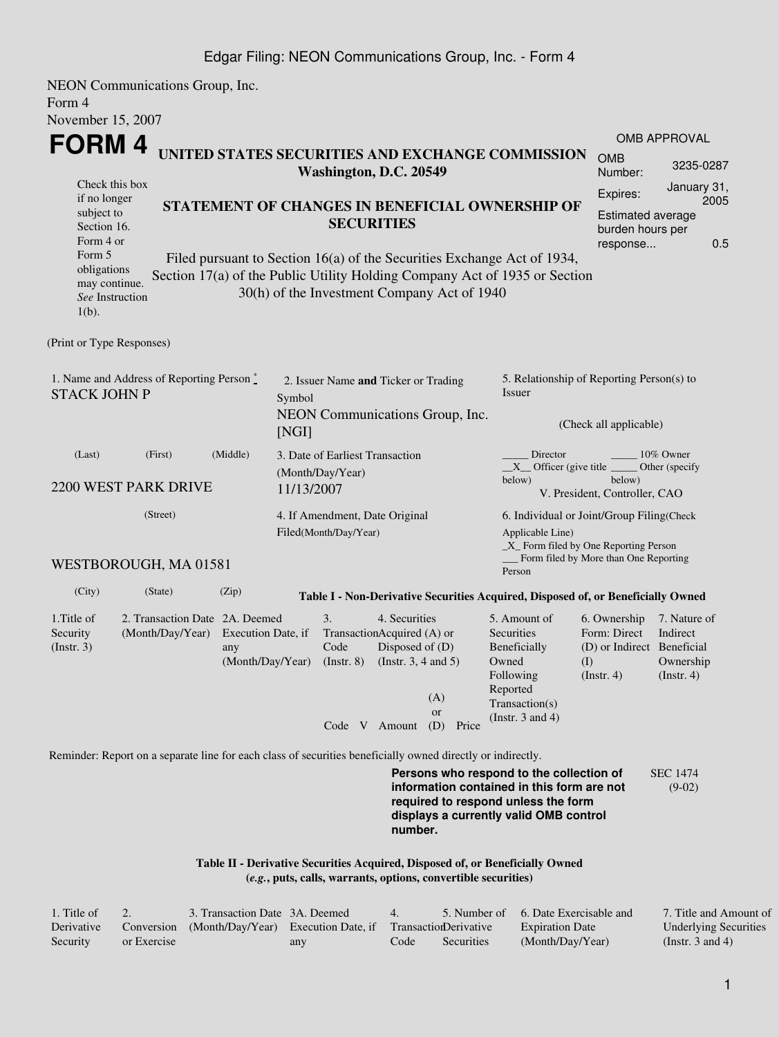Edgar Filing: NEON Communications Group, Inc. - Form 4

NEON Communications Group, Inc.
Form 4
November 15, 2007

# FORM 4

| OMB APPROVAL | |
|---|---|
| OMB Number: | 3235-0287 |
| Expires: | January 31, 2005 |
| Estimated average burden hours per response... | 0.5 |

Check this box if no longer subject to Section 16. Form 4 or Form 5 obligations may continue. *See* Instruction 1(b).

## UNITED STATES SECURITIES AND EXCHANGE COMMISSION
**Washington, D.C. 20549**

## STATEMENT OF CHANGES IN BENEFICIAL OWNERSHIP OF SECURITIES

Filed pursuant to Section 16(a) of the Securities Exchange Act of 1934, Section 17(a) of the Public Utility Holding Company Act of 1935 or Section 30(h) of the Investment Company Act of 1940

(Print or Type Responses)

1. Name and Address of Reporting Person *
STACK JOHN P

(Last) (First) (Middle)

2200 WEST PARK DRIVE

(Street)

WESTBOROUGH, MA 01581

(City) (State) (Zip)

2. Issuer Name **and** Ticker or Trading Symbol
NEON Communications Group, Inc. [NGI]

3. Date of Earliest Transaction (Month/Day/Year)
11/13/2007

4. If Amendment, Date Original Filed(Month/Day/Year)

5. Relationship of Reporting Person(s) to Issuer

(Check all applicable)

_____ Director _____ 10% Owner
\_\_X\_\_ Officer (give title below) _____ Other (specify below)
V. President, Controller, CAO

6. Individual or Joint/Group Filing(Check Applicable Line)
_X_ Form filed by One Reporting Person
___ Form filed by More than One Reporting Person

**Table I - Non-Derivative Securities Acquired, Disposed of, or Beneficially Owned**

| 1.Title of Security (Instr. 3) | 2. Transaction Date (Month/Day/Year) | 2A. Deemed Execution Date, if any (Month/Day/Year) | 3. Transaction Code (Instr. 8) | | 4. Securities Acquired (A) or Disposed of (D) (Instr. 3, 4 and 5) | | | 5. Amount of Securities Beneficially Owned Following Reported Transaction(s) (Instr. 3 and 4) | 6. Ownership Form: Direct (D) or Indirect (I) (Instr. 4) | 7. Nature of Indirect Beneficial Ownership (Instr. 4) |
|---|---|---|---|---|---|---|---|---|---|---|
| | | | Code | V | Amount | (A) or (D) | Price | | | |

Reminder: Report on a separate line for each class of securities beneficially owned directly or indirectly.

**Persons who respond to the collection of information contained in this form are not required to respond unless the form displays a currently valid OMB control number.**

SEC 1474 (9-02)

**Table II - Derivative Securities Acquired, Disposed of, or Beneficially Owned**
**(*e.g.*, puts, calls, warrants, options, convertible securities)**

| 1. Title of Derivative Security | 2. Conversion or Exercise | 3. Transaction Date (Month/Day/Year) | 3A. Deemed Execution Date, if any | 4. Transaction Code | 5. Number of Derivative Securities | 6. Date Exercisable and Expiration Date (Month/Day/Year) | 7. Title and Amount of Underlying Securities (Instr. 3 and 4) |
|---|---|---|---|---|---|---|---|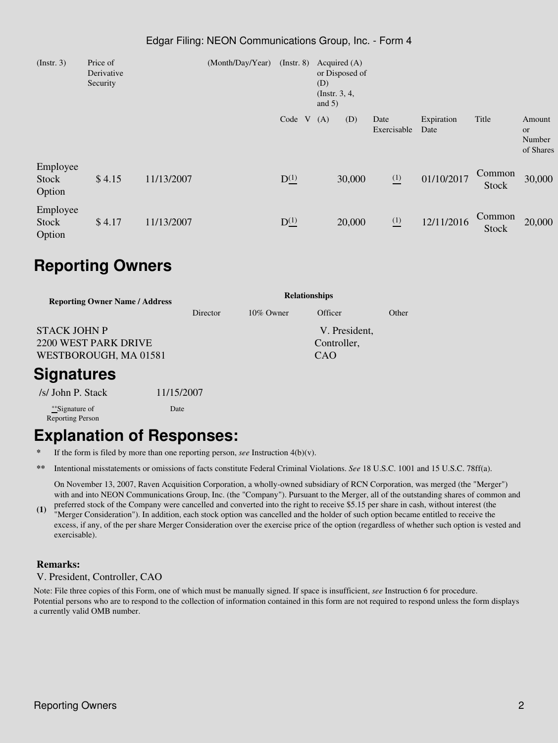| (Instr. 3) | Price of Derivative Security | | (Month/Day/Year) | (Instr. 8) | | Acquired (A) or Disposed of (D) (Instr. 3, 4, and 5) | | | | | |
|---|---|---|---|---|---|---|---|---|---|---|---|
| | | | | Code | V | (A) | (D) | Date Exercisable | Expiration Date | Title | Amount or Number of Shares |
| Employee Stock Option | $ 4.15 | 11/13/2007 | | D(1) | | | 30,000 | (1) | 01/10/2017 | Common Stock | 30,000 |
| Employee Stock Option | $ 4.17 | 11/13/2007 | | D(1) | | | 20,000 | (1) | 12/11/2016 | Common Stock | 20,000 |

# Reporting Owners

| Reporting Owner Name / Address | Relationships | | | |
|---|---|---|---|---|
| | Director | 10% Owner | Officer | Other |
| STACK JOHN P<br>2200 WEST PARK DRIVE<br>WESTBOROUGH, MA 01581 | | | V. President, Controller, CAO | |

# Signatures

| /s/ John P. Stack | 11/15/2007 |
|---|---|
| **Signature of Reporting Person | Date |

# Explanation of Responses:

- \* If the form is filed by more than one reporting person, *see* Instruction 4(b)(v).
- ** Intentional misstatements or omissions of facts constitute Federal Criminal Violations. *See* 18 U.S.C. 1001 and 15 U.S.C. 78ff(a).
- **(1)** On November 13, 2007, Raven Acquisition Corporation, a wholly-owned subsidiary of RCN Corporation, was merged (the "Merger") with and into NEON Communications Group, Inc. (the "Company"). Pursuant to the Merger, all of the outstanding shares of common and preferred stock of the Company were cancelled and converted into the right to receive $5.15 per share in cash, without interest (the "Merger Consideration"). In addition, each stock option was cancelled and the holder of such option became entitled to receive the excess, if any, of the per share Merger Consideration over the exercise price of the option (regardless of whether such option is vested and exercisable).

**Remarks:**

V. President, Controller, CAO

Note: File three copies of this Form, one of which must be manually signed. If space is insufficient, *see* Instruction 6 for procedure.
Potential persons who are to respond to the collection of information contained in this form are not required to respond unless the form displays a currently valid OMB number.